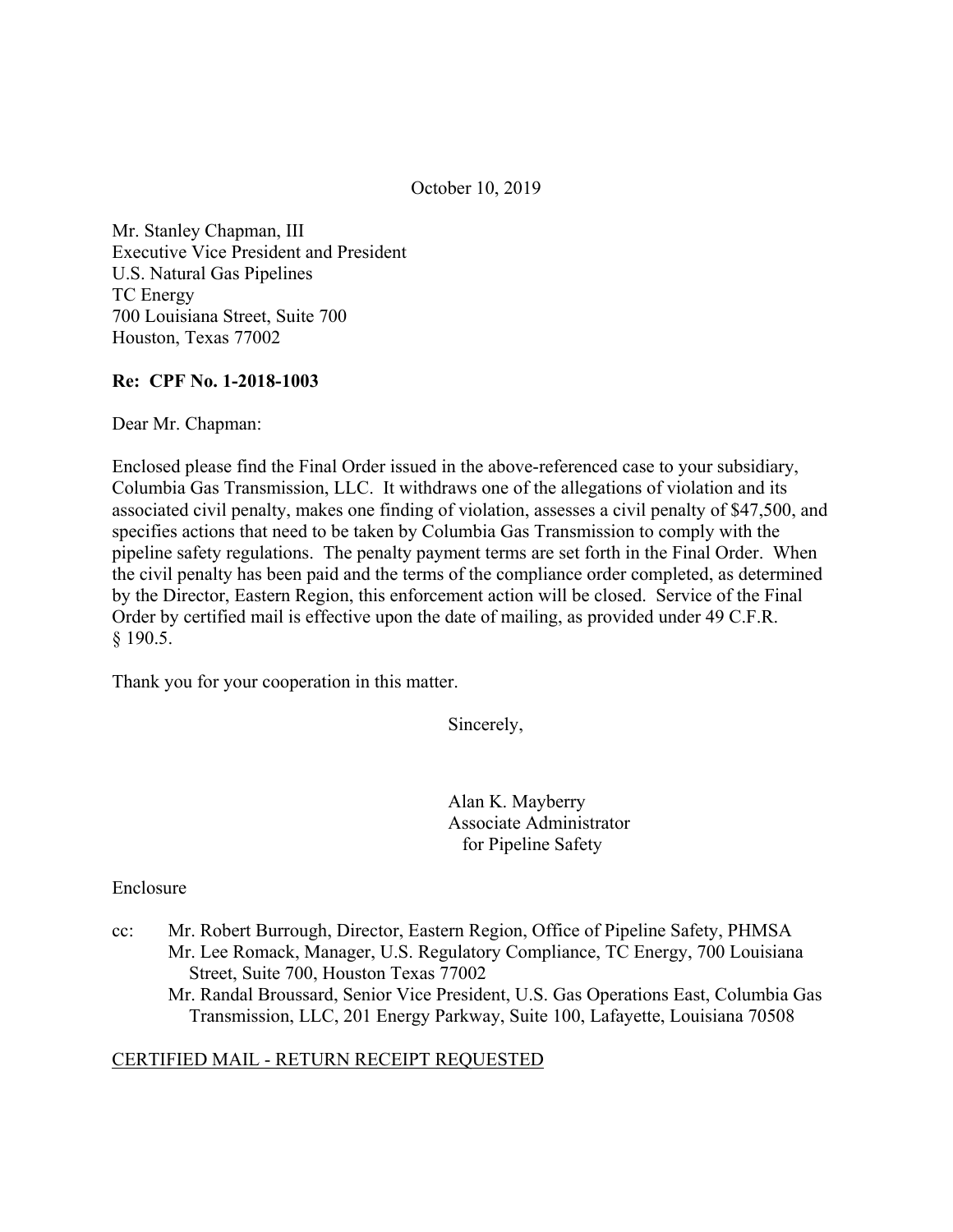October 10, 2019

Mr. Stanley Chapman, III
Executive Vice President and President
U.S. Natural Gas Pipelines
TC Energy
700 Louisiana Street, Suite 700
Houston, Texas 77002

**Re: CPF No. 1-2018-1003**

Dear Mr. Chapman:

Enclosed please find the Final Order issued in the above-referenced case to your subsidiary, Columbia Gas Transmission, LLC. It withdraws one of the allegations of violation and its associated civil penalty, makes one finding of violation, assesses a civil penalty of $47,500, and specifies actions that need to be taken by Columbia Gas Transmission to comply with the pipeline safety regulations. The penalty payment terms are set forth in the Final Order. When the civil penalty has been paid and the terms of the compliance order completed, as determined by the Director, Eastern Region, this enforcement action will be closed. Service of the Final Order by certified mail is effective upon the date of mailing, as provided under 49 C.F.R. § 190.5.

Thank you for your cooperation in this matter.

Sincerely,

Alan K. Mayberry
Associate Administrator
for Pipeline Safety

Enclosure

cc: Mr. Robert Burrough, Director, Eastern Region, Office of Pipeline Safety, PHMSA
Mr. Lee Romack, Manager, U.S. Regulatory Compliance, TC Energy, 700 Louisiana Street, Suite 700, Houston Texas 77002
Mr. Randal Broussard, Senior Vice President, U.S. Gas Operations East, Columbia Gas Transmission, LLC, 201 Energy Parkway, Suite 100, Lafayette, Louisiana 70508

<u>CERTIFIED MAIL - RETURN RECEIPT REQUESTED</u>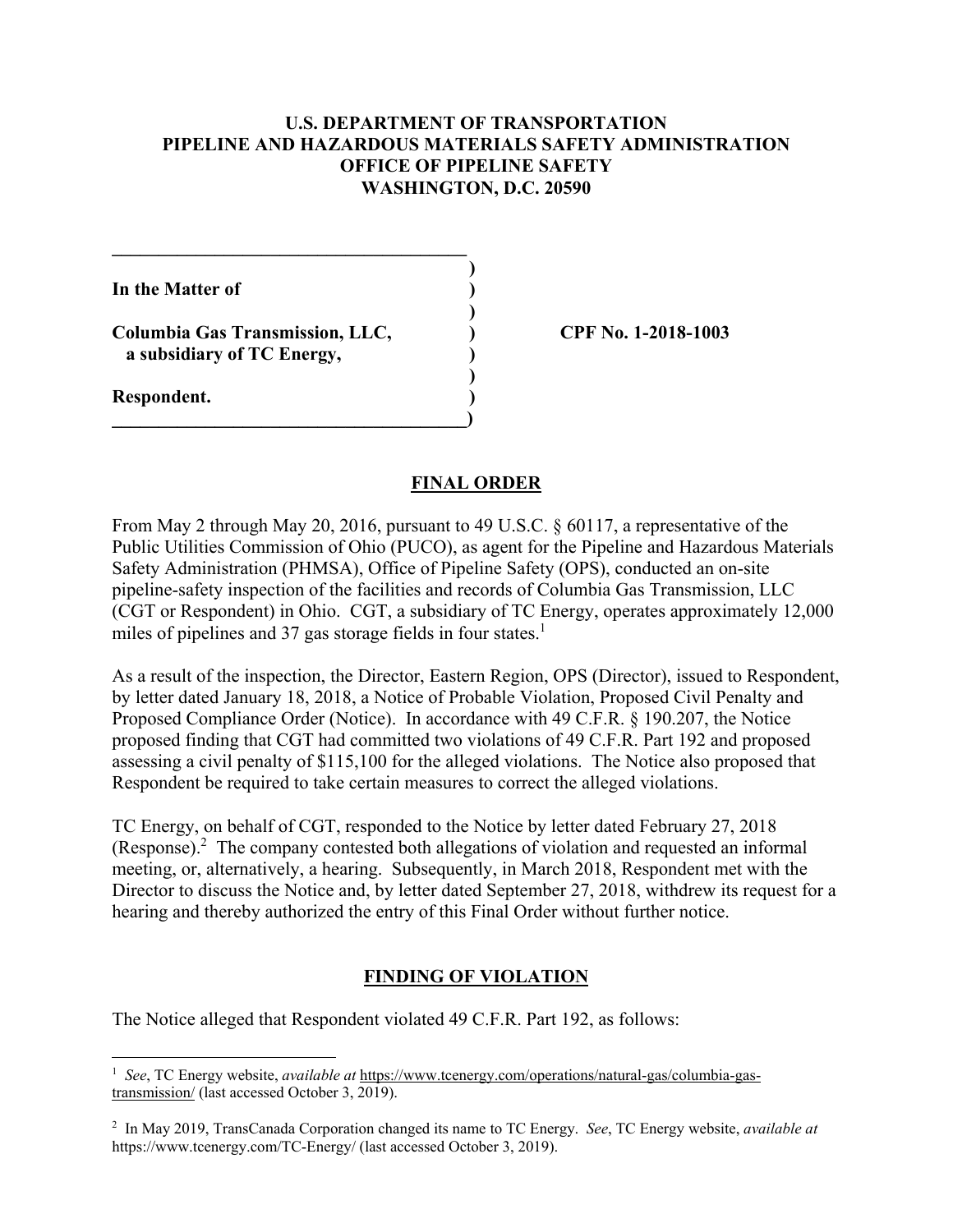**U.S. DEPARTMENT OF TRANSPORTATION**
**PIPELINE AND HAZARDOUS MATERIALS SAFETY ADMINISTRATION**
**OFFICE OF PIPELINE SAFETY**
**WASHINGTON, D.C. 20590**

| | | |
|---|---|---|
| **In the Matter of** | ) | |
| | ) | |
| **Columbia Gas Transmission, LLC,** | ) | **CPF No. 1-2018-1003** |
| **a subsidiary of TC Energy,** | ) | |
| | ) | |
| **Respondent.** | ) | |

## FINAL ORDER

From May 2 through May 20, 2016, pursuant to 49 U.S.C. § 60117, a representative of the Public Utilities Commission of Ohio (PUCO), as agent for the Pipeline and Hazardous Materials Safety Administration (PHMSA), Office of Pipeline Safety (OPS), conducted an on-site pipeline-safety inspection of the facilities and records of Columbia Gas Transmission, LLC (CGT or Respondent) in Ohio. CGT, a subsidiary of TC Energy, operates approximately 12,000 miles of pipelines and 37 gas storage fields in four states.[1]

As a result of the inspection, the Director, Eastern Region, OPS (Director), issued to Respondent, by letter dated January 18, 2018, a Notice of Probable Violation, Proposed Civil Penalty and Proposed Compliance Order (Notice). In accordance with 49 C.F.R. § 190.207, the Notice proposed finding that CGT had committed two violations of 49 C.F.R. Part 192 and proposed assessing a civil penalty of $115,100 for the alleged violations. The Notice also proposed that Respondent be required to take certain measures to correct the alleged violations.

TC Energy, on behalf of CGT, responded to the Notice by letter dated February 27, 2018 (Response).[2] The company contested both allegations of violation and requested an informal meeting, or, alternatively, a hearing. Subsequently, in March 2018, Respondent met with the Director to discuss the Notice and, by letter dated September 27, 2018, withdrew its request for a hearing and thereby authorized the entry of this Final Order without further notice.

## FINDING OF VIOLATION

The Notice alleged that Respondent violated 49 C.F.R. Part 192, as follows:

---

[1] *See*, TC Energy website, *available at* https://www.tcenergy.com/operations/natural-gas/columbia-gas-transmission/ (last accessed October 3, 2019).

[2] In May 2019, TransCanada Corporation changed its name to TC Energy. *See*, TC Energy website, *available at* https://www.tcenergy.com/TC-Energy/ (last accessed October 3, 2019).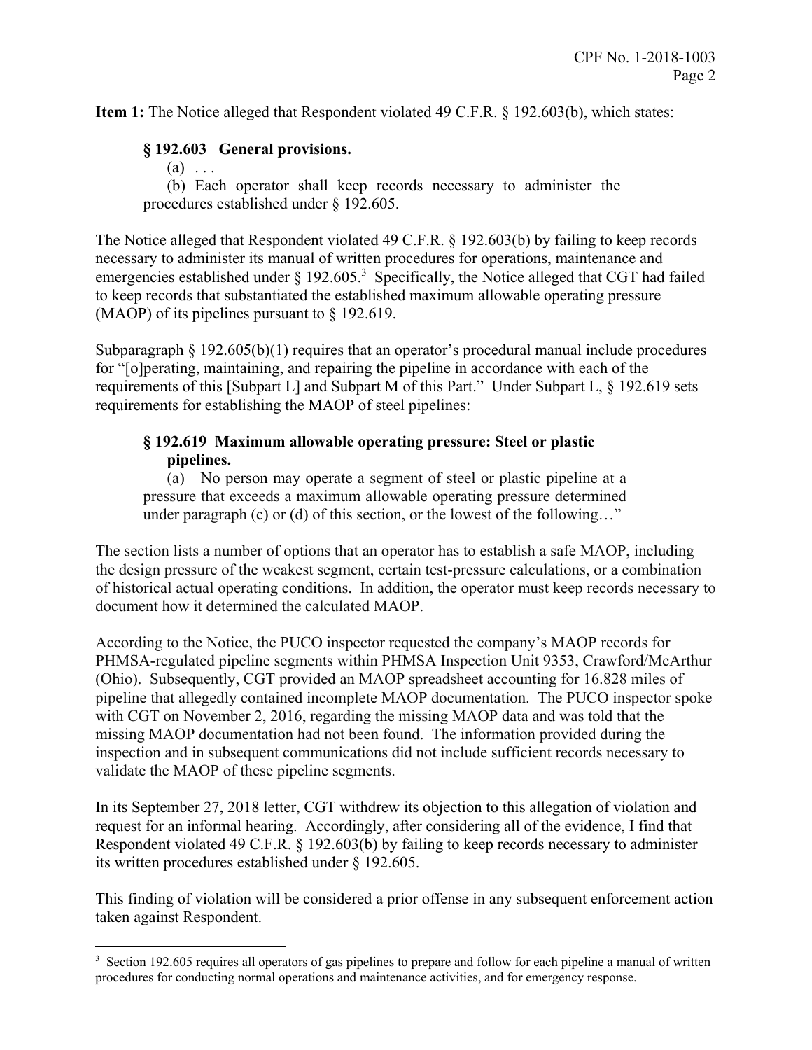**Item 1:** The Notice alleged that Respondent violated 49 C.F.R. § 192.603(b), which states:

> **§ 192.603 General provisions.**
>
> (a) . . .
>
> (b) Each operator shall keep records necessary to administer the procedures established under § 192.605.

The Notice alleged that Respondent violated 49 C.F.R. § 192.603(b) by failing to keep records necessary to administer its manual of written procedures for operations, maintenance and emergencies established under § 192.605.[3] Specifically, the Notice alleged that CGT had failed to keep records that substantiated the established maximum allowable operating pressure (MAOP) of its pipelines pursuant to § 192.619.

Subparagraph § 192.605(b)(1) requires that an operator's procedural manual include procedures for "[o]perating, maintaining, and repairing the pipeline in accordance with each of the requirements of this [Subpart L] and Subpart M of this Part." Under Subpart L, § 192.619 sets requirements for establishing the MAOP of steel pipelines:

> **§ 192.619 Maximum allowable operating pressure: Steel or plastic pipelines.**
>
> (a) No person may operate a segment of steel or plastic pipeline at a pressure that exceeds a maximum allowable operating pressure determined under paragraph (c) or (d) of this section, or the lowest of the following…"

The section lists a number of options that an operator has to establish a safe MAOP, including the design pressure of the weakest segment, certain test-pressure calculations, or a combination of historical actual operating conditions. In addition, the operator must keep records necessary to document how it determined the calculated MAOP.

According to the Notice, the PUCO inspector requested the company's MAOP records for PHMSA-regulated pipeline segments within PHMSA Inspection Unit 9353, Crawford/McArthur (Ohio). Subsequently, CGT provided an MAOP spreadsheet accounting for 16.828 miles of pipeline that allegedly contained incomplete MAOP documentation. The PUCO inspector spoke with CGT on November 2, 2016, regarding the missing MAOP data and was told that the missing MAOP documentation had not been found. The information provided during the inspection and in subsequent communications did not include sufficient records necessary to validate the MAOP of these pipeline segments.

In its September 27, 2018 letter, CGT withdrew its objection to this allegation of violation and request for an informal hearing. Accordingly, after considering all of the evidence, I find that Respondent violated 49 C.F.R. § 192.603(b) by failing to keep records necessary to administer its written procedures established under § 192.605.

This finding of violation will be considered a prior offense in any subsequent enforcement action taken against Respondent.

---

[3] Section 192.605 requires all operators of gas pipelines to prepare and follow for each pipeline a manual of written procedures for conducting normal operations and maintenance activities, and for emergency response.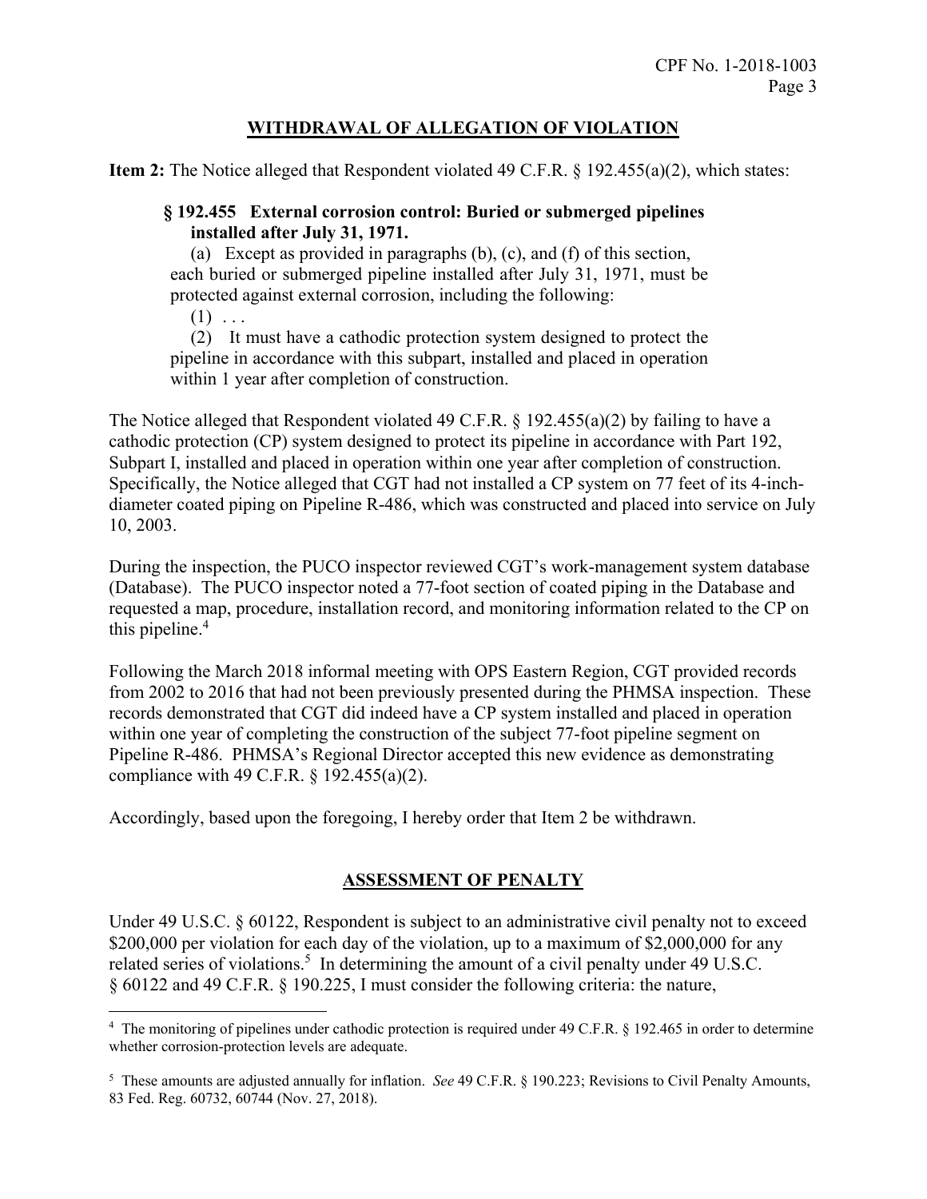## WITHDRAWAL OF ALLEGATION OF VIOLATION

**Item 2:** The Notice alleged that Respondent violated 49 C.F.R. § 192.455(a)(2), which states:

> **§ 192.455 External corrosion control: Buried or submerged pipelines installed after July 31, 1971.**
>
> (a) Except as provided in paragraphs (b), (c), and (f) of this section, each buried or submerged pipeline installed after July 31, 1971, must be protected against external corrosion, including the following:
>
> (1) . . .
>
> (2) It must have a cathodic protection system designed to protect the pipeline in accordance with this subpart, installed and placed in operation within 1 year after completion of construction.

The Notice alleged that Respondent violated 49 C.F.R. § 192.455(a)(2) by failing to have a cathodic protection (CP) system designed to protect its pipeline in accordance with Part 192, Subpart I, installed and placed in operation within one year after completion of construction. Specifically, the Notice alleged that CGT had not installed a CP system on 77 feet of its 4-inch-diameter coated piping on Pipeline R-486, which was constructed and placed into service on July 10, 2003.

During the inspection, the PUCO inspector reviewed CGT's work-management system database (Database). The PUCO inspector noted a 77-foot section of coated piping in the Database and requested a map, procedure, installation record, and monitoring information related to the CP on this pipeline.[4]

Following the March 2018 informal meeting with OPS Eastern Region, CGT provided records from 2002 to 2016 that had not been previously presented during the PHMSA inspection. These records demonstrated that CGT did indeed have a CP system installed and placed in operation within one year of completing the construction of the subject 77-foot pipeline segment on Pipeline R-486. PHMSA's Regional Director accepted this new evidence as demonstrating compliance with 49 C.F.R. § 192.455(a)(2).

Accordingly, based upon the foregoing, I hereby order that Item 2 be withdrawn.

## ASSESSMENT OF PENALTY

Under 49 U.S.C. § 60122, Respondent is subject to an administrative civil penalty not to exceed \$200,000 per violation for each day of the violation, up to a maximum of \$2,000,000 for any related series of violations.[5] In determining the amount of a civil penalty under 49 U.S.C. § 60122 and 49 C.F.R. § 190.225, I must consider the following criteria: the nature,

---

[4] The monitoring of pipelines under cathodic protection is required under 49 C.F.R. § 192.465 in order to determine whether corrosion-protection levels are adequate.

[5] These amounts are adjusted annually for inflation. *See* 49 C.F.R. § 190.223; Revisions to Civil Penalty Amounts, 83 Fed. Reg. 60732, 60744 (Nov. 27, 2018).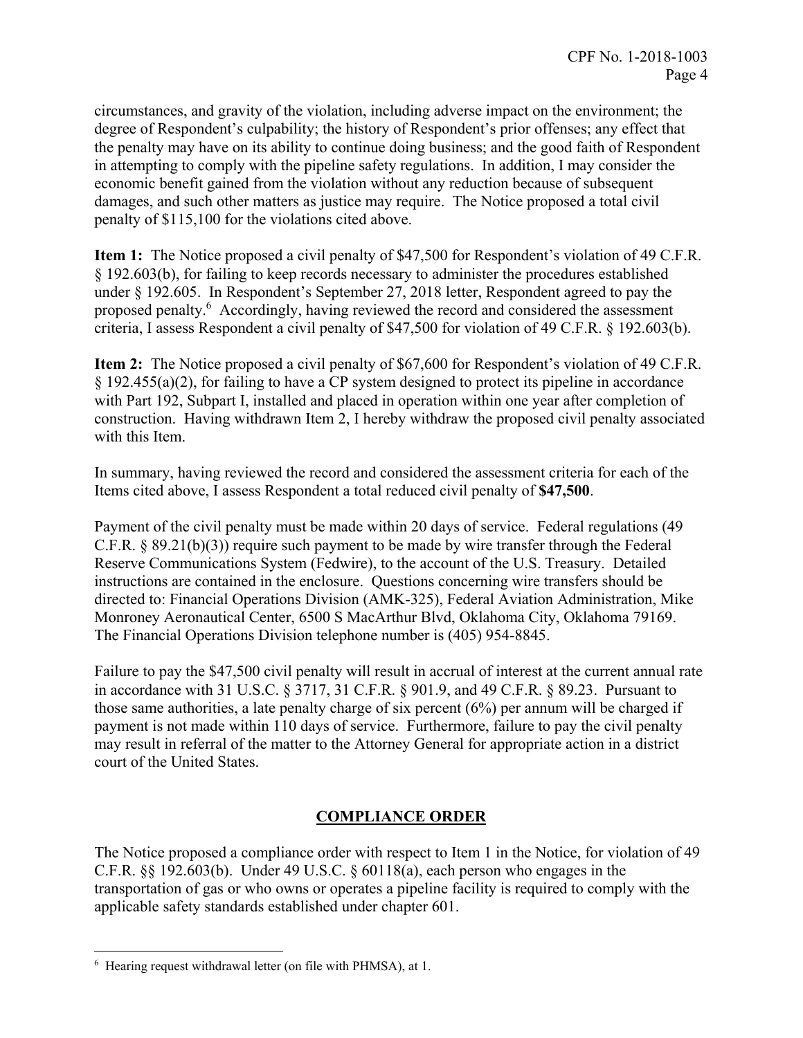circumstances, and gravity of the violation, including adverse impact on the environment; the degree of Respondent's culpability; the history of Respondent's prior offenses; any effect that the penalty may have on its ability to continue doing business; and the good faith of Respondent in attempting to comply with the pipeline safety regulations. In addition, I may consider the economic benefit gained from the violation without any reduction because of subsequent damages, and such other matters as justice may require. The Notice proposed a total civil penalty of $115,100 for the violations cited above.

**Item 1:** The Notice proposed a civil penalty of $47,500 for Respondent's violation of 49 C.F.R. § 192.603(b), for failing to keep records necessary to administer the procedures established under § 192.605. In Respondent's September 27, 2018 letter, Respondent agreed to pay the proposed penalty.[6] Accordingly, having reviewed the record and considered the assessment criteria, I assess Respondent a civil penalty of $47,500 for violation of 49 C.F.R. § 192.603(b).

**Item 2:** The Notice proposed a civil penalty of $67,600 for Respondent's violation of 49 C.F.R. § 192.455(a)(2), for failing to have a CP system designed to protect its pipeline in accordance with Part 192, Subpart I, installed and placed in operation within one year after completion of construction. Having withdrawn Item 2, I hereby withdraw the proposed civil penalty associated with this Item.

In summary, having reviewed the record and considered the assessment criteria for each of the Items cited above, I assess Respondent a total reduced civil penalty of **$47,500**.

Payment of the civil penalty must be made within 20 days of service. Federal regulations (49 C.F.R. § 89.21(b)(3)) require such payment to be made by wire transfer through the Federal Reserve Communications System (Fedwire), to the account of the U.S. Treasury. Detailed instructions are contained in the enclosure. Questions concerning wire transfers should be directed to: Financial Operations Division (AMK-325), Federal Aviation Administration, Mike Monroney Aeronautical Center, 6500 S MacArthur Blvd, Oklahoma City, Oklahoma 79169. The Financial Operations Division telephone number is (405) 954-8845.

Failure to pay the $47,500 civil penalty will result in accrual of interest at the current annual rate in accordance with 31 U.S.C. § 3717, 31 C.F.R. § 901.9, and 49 C.F.R. § 89.23. Pursuant to those same authorities, a late penalty charge of six percent (6%) per annum will be charged if payment is not made within 110 days of service. Furthermore, failure to pay the civil penalty may result in referral of the matter to the Attorney General for appropriate action in a district court of the United States.

## COMPLIANCE ORDER

The Notice proposed a compliance order with respect to Item 1 in the Notice, for violation of 49 C.F.R. §§ 192.603(b). Under 49 U.S.C. § 60118(a), each person who engages in the transportation of gas or who owns or operates a pipeline facility is required to comply with the applicable safety standards established under chapter 601.

---

[6] Hearing request withdrawal letter (on file with PHMSA), at 1.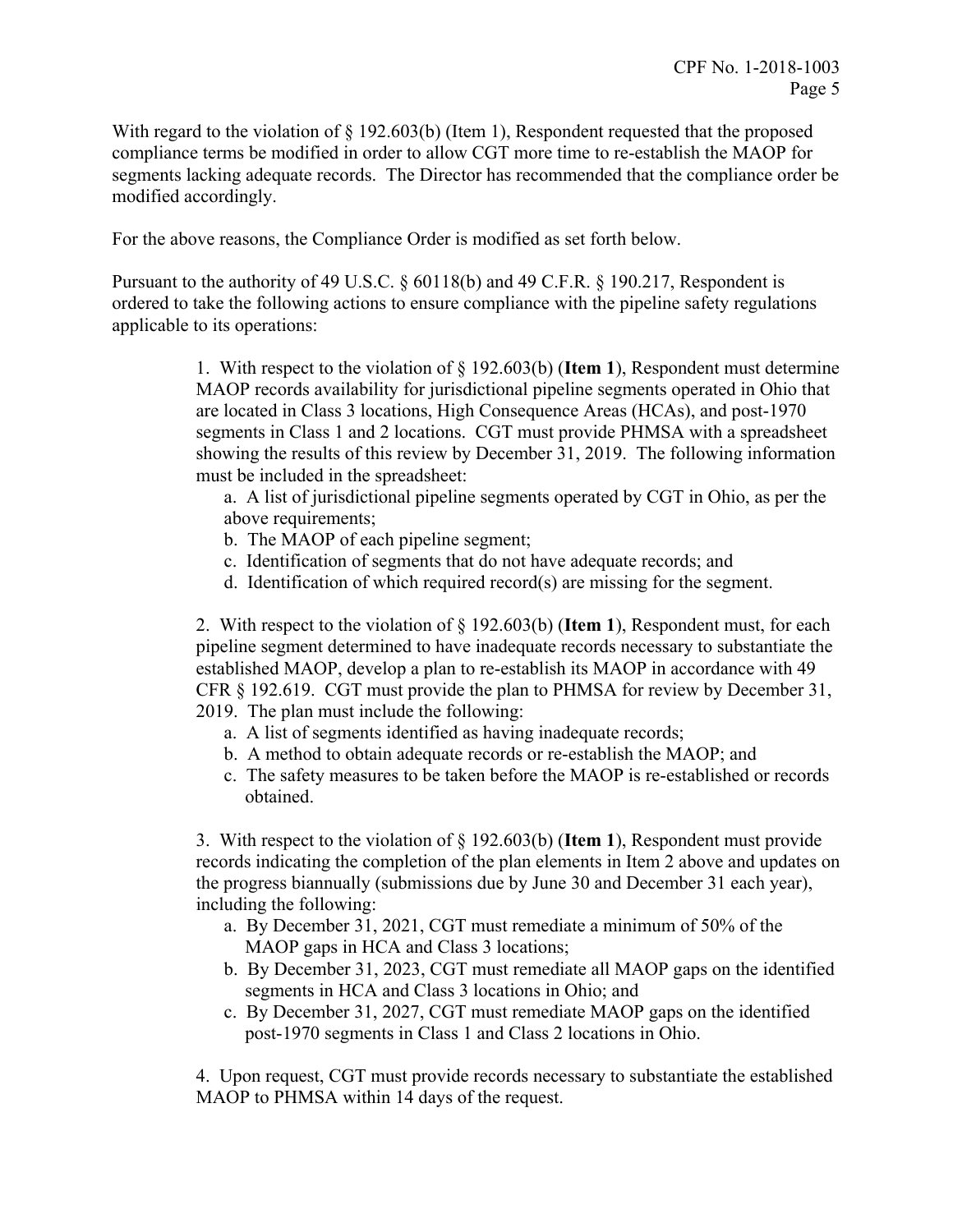With regard to the violation of § 192.603(b) (Item 1), Respondent requested that the proposed compliance terms be modified in order to allow CGT more time to re-establish the MAOP for segments lacking adequate records. The Director has recommended that the compliance order be modified accordingly.

For the above reasons, the Compliance Order is modified as set forth below.

Pursuant to the authority of 49 U.S.C. § 60118(b) and 49 C.F.R. § 190.217, Respondent is ordered to take the following actions to ensure compliance with the pipeline safety regulations applicable to its operations:

1. With respect to the violation of § 192.603(b) (**Item 1**), Respondent must determine MAOP records availability for jurisdictional pipeline segments operated in Ohio that are located in Class 3 locations, High Consequence Areas (HCAs), and post-1970 segments in Class 1 and 2 locations. CGT must provide PHMSA with a spreadsheet showing the results of this review by December 31, 2019. The following information must be included in the spreadsheet:
   a. A list of jurisdictional pipeline segments operated by CGT in Ohio, as per the above requirements;
   b. The MAOP of each pipeline segment;
   c. Identification of segments that do not have adequate records; and
   d. Identification of which required record(s) are missing for the segment.

2. With respect to the violation of § 192.603(b) (**Item 1**), Respondent must, for each pipeline segment determined to have inadequate records necessary to substantiate the established MAOP, develop a plan to re-establish its MAOP in accordance with 49 CFR § 192.619. CGT must provide the plan to PHMSA for review by December 31, 2019. The plan must include the following:
   a. A list of segments identified as having inadequate records;
   b. A method to obtain adequate records or re-establish the MAOP; and
   c. The safety measures to be taken before the MAOP is re-established or records obtained.

3. With respect to the violation of § 192.603(b) (**Item 1**), Respondent must provide records indicating the completion of the plan elements in Item 2 above and updates on the progress biannually (submissions due by June 30 and December 31 each year), including the following:
   a. By December 31, 2021, CGT must remediate a minimum of 50% of the MAOP gaps in HCA and Class 3 locations;
   b. By December 31, 2023, CGT must remediate all MAOP gaps on the identified segments in HCA and Class 3 locations in Ohio; and
   c. By December 31, 2027, CGT must remediate MAOP gaps on the identified post-1970 segments in Class 1 and Class 2 locations in Ohio.

4. Upon request, CGT must provide records necessary to substantiate the established MAOP to PHMSA within 14 days of the request.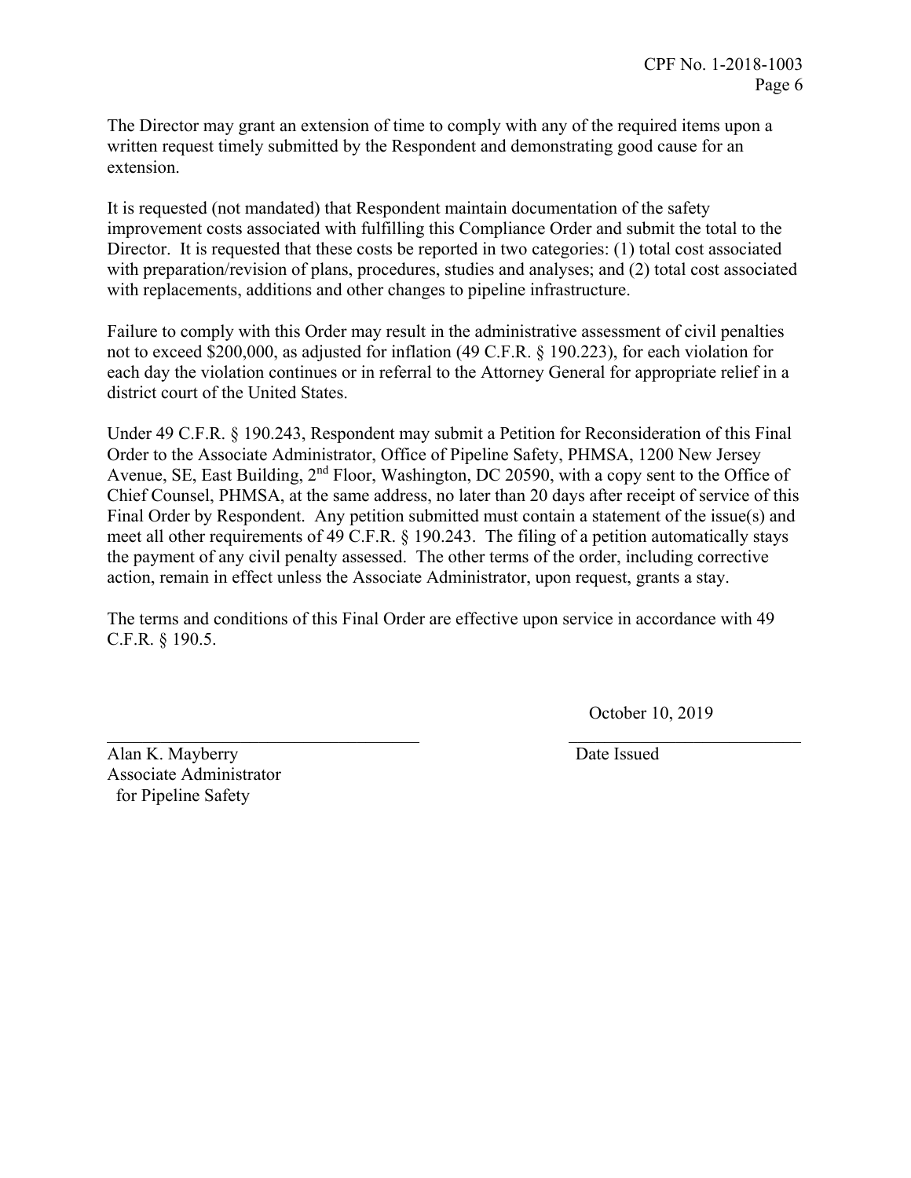The Director may grant an extension of time to comply with any of the required items upon a written request timely submitted by the Respondent and demonstrating good cause for an extension.

It is requested (not mandated) that Respondent maintain documentation of the safety improvement costs associated with fulfilling this Compliance Order and submit the total to the Director. It is requested that these costs be reported in two categories: (1) total cost associated with preparation/revision of plans, procedures, studies and analyses; and (2) total cost associated with replacements, additions and other changes to pipeline infrastructure.

Failure to comply with this Order may result in the administrative assessment of civil penalties not to exceed $200,000, as adjusted for inflation (49 C.F.R. § 190.223), for each violation for each day the violation continues or in referral to the Attorney General for appropriate relief in a district court of the United States.

Under 49 C.F.R. § 190.243, Respondent may submit a Petition for Reconsideration of this Final Order to the Associate Administrator, Office of Pipeline Safety, PHMSA, 1200 New Jersey Avenue, SE, East Building, 2nd Floor, Washington, DC 20590, with a copy sent to the Office of Chief Counsel, PHMSA, at the same address, no later than 20 days after receipt of service of this Final Order by Respondent. Any petition submitted must contain a statement of the issue(s) and meet all other requirements of 49 C.F.R. § 190.243. The filing of a petition automatically stays the payment of any civil penalty assessed. The other terms of the order, including corrective action, remain in effect unless the Associate Administrator, upon request, grants a stay.

The terms and conditions of this Final Order are effective upon service in accordance with 49 C.F.R. § 190.5.

October 10, 2019

\_\_\_\_\_\_\_\_\_\_\_\_\_\_\_\_\_\_\_\_\_\_\_\_\_\_\_\_\_\_\_\_ \_\_\_\_\_\_\_\_\_\_\_\_\_\_\_\_\_\_\_\_\_\_\_\_

Alan K. Mayberry
Associate Administrator
for Pipeline Safety

Date Issued